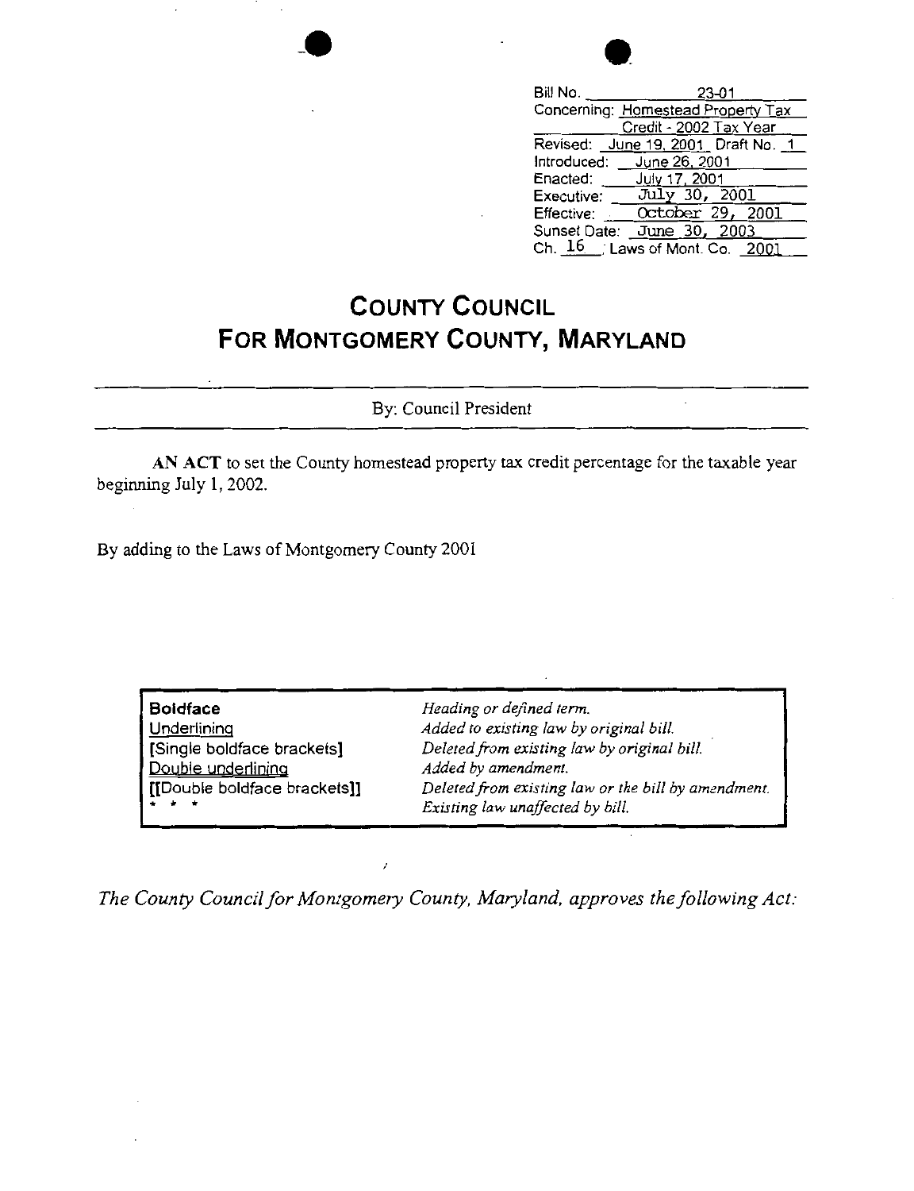| | |
|---|---|
| Bill No. | 23-01 |
| Concerning: | Homestead Property Tax Credit - 2002 Tax Year |
| Revised: | June 19, 2001 Draft No. 1 |
| Introduced: | June 26, 2001 |
| Enacted: | July 17, 2001 |
| Executive: | July 30, 2001 |
| Effective: | October 29, 2001 |
| Sunset Date: | June 30, 2003 |
| Ch. 16 | Laws of Mont. Co. 2001 |

# COUNTY COUNCIL FOR MONTGOMERY COUNTY, MARYLAND

By: Council President

**AN ACT** to set the County homestead property tax credit percentage for the taxable year beginning July 1, 2002.

By adding to the Laws of Montgomery County 2001

| | |
|---|---|
| **Boldface** | *Heading or defined term.* |
| Underlining | *Added to existing law by original bill.* |
| [Single boldface brackets] | *Deleted from existing law by original bill.* |
| Double underlining | *Added by amendment.* |
| [[Double boldface brackets]] | *Deleted from existing law or the bill by amendment.* |
| * * * | *Existing law unaffected by bill.* |

*The County Council for Montgomery County, Maryland, approves the following Act:*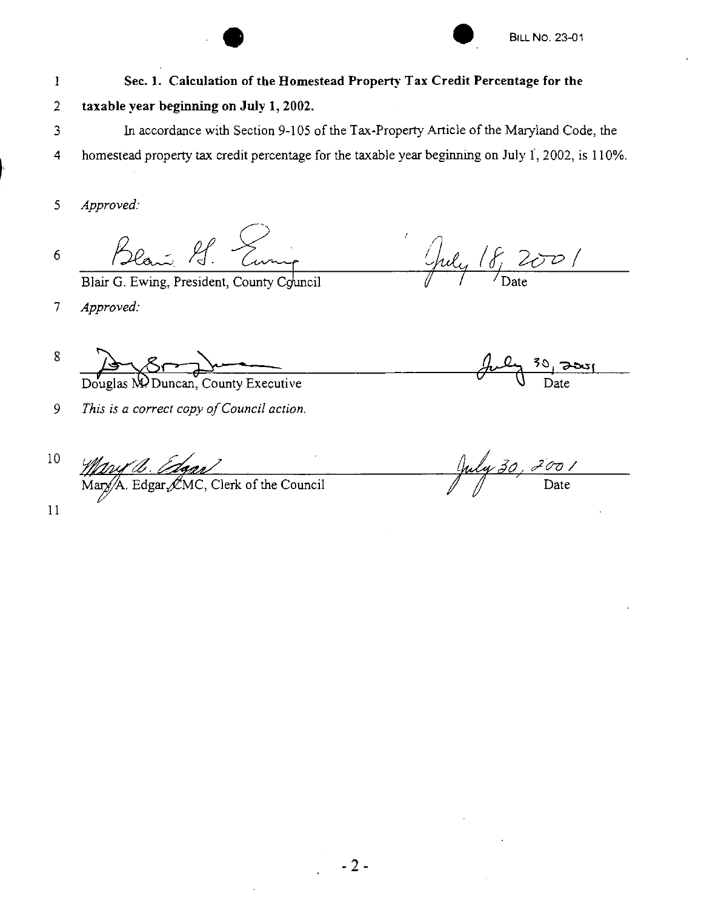**Sec. 1. Calculation of the Homestead Property Tax Credit Percentage for the taxable year beginning on July 1, 2002.**

In accordance with Section 9-105 of the Tax-Property Article of the Maryland Code, the homestead property tax credit percentage for the taxable year beginning on July 1, 2002, is 110%.

*Approved:*

Blair G. Ewing, President, County Council — July 18, 2001 (Date)

*Approved:*

Douglas M. Duncan, County Executive — July 30, 2001 (Date)

*This is a correct copy of Council action.*

Mary A. Edgar, CMC, Clerk of the Council — July 30, 2001 (Date)